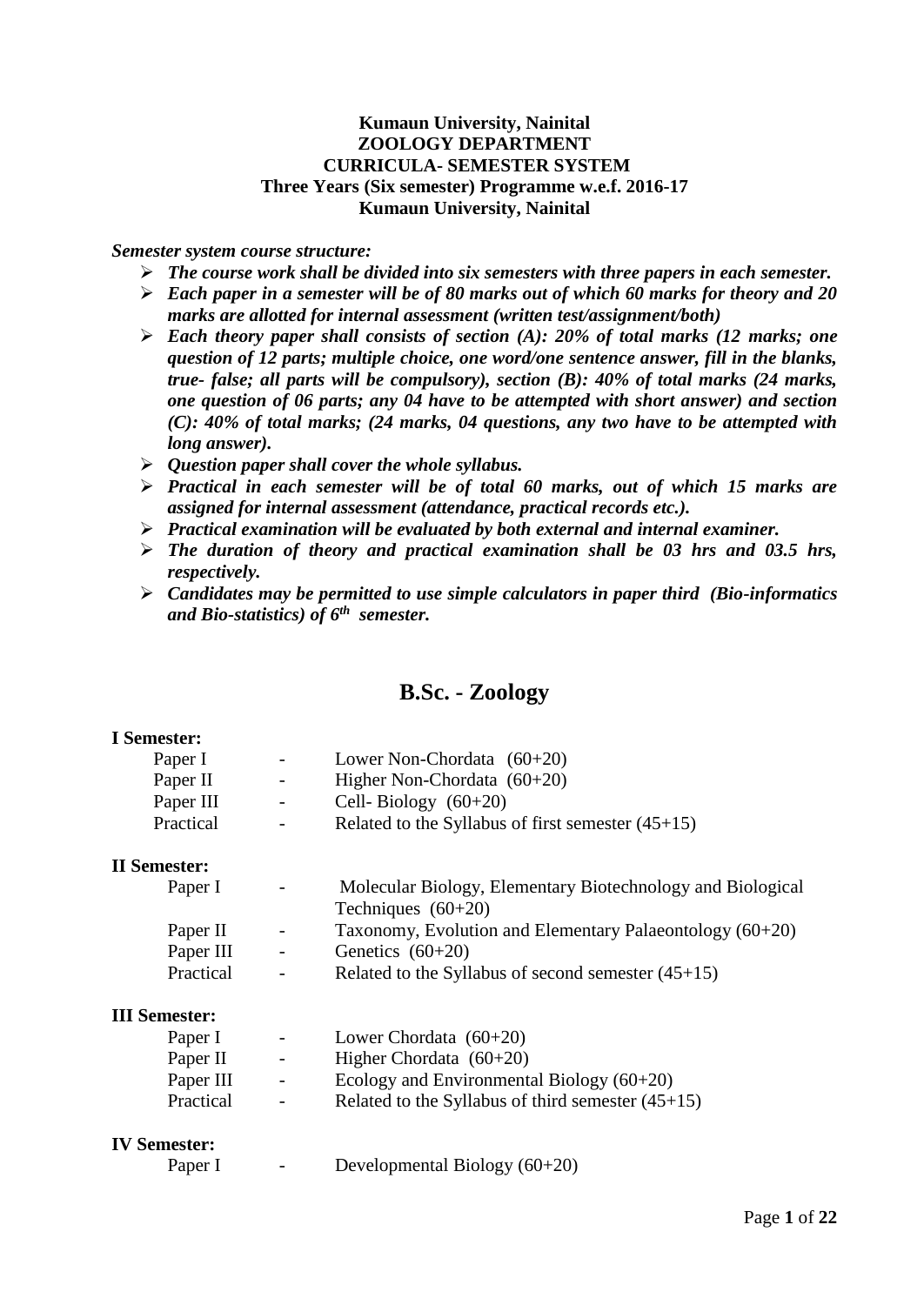**Kumaun University, Nainital**
**ZOOLOGY DEPARTMENT**
**CURRICULA- SEMESTER SYSTEM**
**Three Years (Six semester) Programme w.e.f. 2016-17**
**Kumaun University, Nainital**

***Semester system course structure:***

- ***The course work shall be divided into six semesters with three papers in each semester.***
- ***Each paper in a semester will be of 80 marks out of which 60 marks for theory and 20 marks are allotted for internal assessment (written test/assignment/both)***
- ***Each theory paper shall consists of section (A): 20% of total marks (12 marks; one question of 12 parts; multiple choice, one word/one sentence answer, fill in the blanks, true- false; all parts will be compulsory), section (B): 40% of total marks (24 marks, one question of 06 parts; any 04 have to be attempted with short answer) and section (C): 40% of total marks; (24 marks, 04 questions, any two have to be attempted with long answer).***
- ***Question paper shall cover the whole syllabus.***
- ***Practical in each semester will be of total 60 marks, out of which 15 marks are assigned for internal assessment (attendance, practical records etc.).***
- ***Practical examination will be evaluated by both external and internal examiner.***
- ***The duration of theory and practical examination shall be 03 hrs and 03.5 hrs, respectively.***
- ***Candidates may be permitted to use simple calculators in paper third (Bio-informatics and Bio-statistics) of 6th semester.***

## B.Sc. - Zoology

**I Semester:**

| | | |
|---|---|---|
| Paper I | - | Lower Non-Chordata (60+20) |
| Paper II | - | Higher Non-Chordata (60+20) |
| Paper III | - | Cell- Biology (60+20) |
| Practical | - | Related to the Syllabus of first semester (45+15) |

**II Semester:**

| | | |
|---|---|---|
| Paper I | - | Molecular Biology, Elementary Biotechnology and Biological Techniques (60+20) |
| Paper II | - | Taxonomy, Evolution and Elementary Palaeontology (60+20) |
| Paper III | - | Genetics (60+20) |
| Practical | - | Related to the Syllabus of second semester (45+15) |

**III Semester:**

| | | |
|---|---|---|
| Paper I | - | Lower Chordata (60+20) |
| Paper II | - | Higher Chordata (60+20) |
| Paper III | - | Ecology and Environmental Biology (60+20) |
| Practical | - | Related to the Syllabus of third semester (45+15) |

**IV Semester:**

| | | |
|---|---|---|
| Paper I | - | Developmental Biology (60+20) |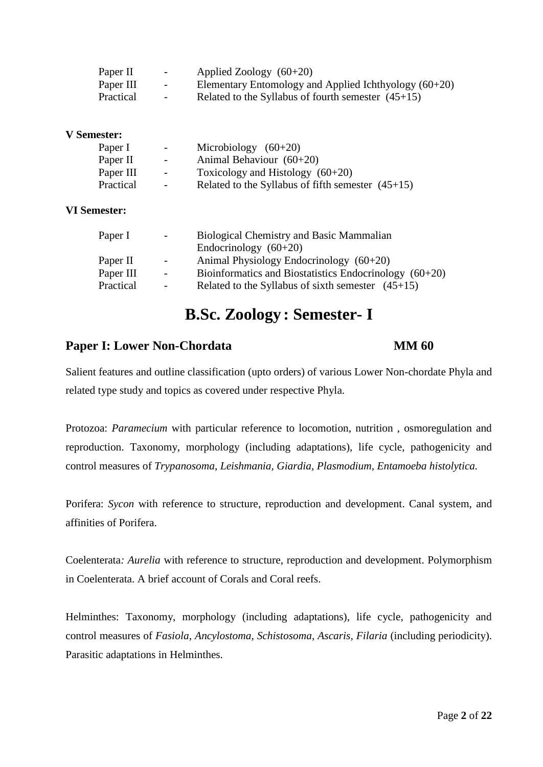| | | |
|---|---|---|
| Paper II | - | Applied Zoology (60+20) |
| Paper III | - | Elementary Entomology and Applied Ichthyology (60+20) |
| Practical | - | Related to the Syllabus of fourth semester (45+15) |

**V Semester:**

| | | |
|---|---|---|
| Paper I | - | Microbiology (60+20) |
| Paper II | - | Animal Behaviour (60+20) |
| Paper III | - | Toxicology and Histology (60+20) |
| Practical | - | Related to the Syllabus of fifth semester (45+15) |

**VI Semester:**

| | | |
|---|---|---|
| Paper I | - | Biological Chemistry and Basic Mammalian Endocrinology (60+20) |
| Paper II | - | Animal Physiology Endocrinology (60+20) |
| Paper III | - | Bioinformatics and Biostatistics Endocrinology (60+20) |
| Practical | - | Related to the Syllabus of sixth semester (45+15) |

# B.Sc. Zoology : Semester- I

## Paper I: Lower Non-Chordata MM 60

Salient features and outline classification (upto orders) of various Lower Non-chordate Phyla and related type study and topics as covered under respective Phyla.

Protozoa: *Paramecium* with particular reference to locomotion, nutrition , osmoregulation and reproduction. Taxonomy, morphology (including adaptations), life cycle, pathogenicity and control measures of *Trypanosoma*, *Leishmania*, *Giardia*, *Plasmodium*, *Entamoeba histolytica.*

Porifera: *Sycon* with reference to structure, reproduction and development. Canal system, and affinities of Porifera.

Coelenterata*: Aurelia* with reference to structure, reproduction and development. Polymorphism in Coelenterata. A brief account of Corals and Coral reefs.

Helminthes: Taxonomy, morphology (including adaptations), life cycle, pathogenicity and control measures of *Fasiola*, *Ancylostoma*, *Schistosoma*, *Ascaris*, *Filaria* (including periodicity). Parasitic adaptations in Helminthes.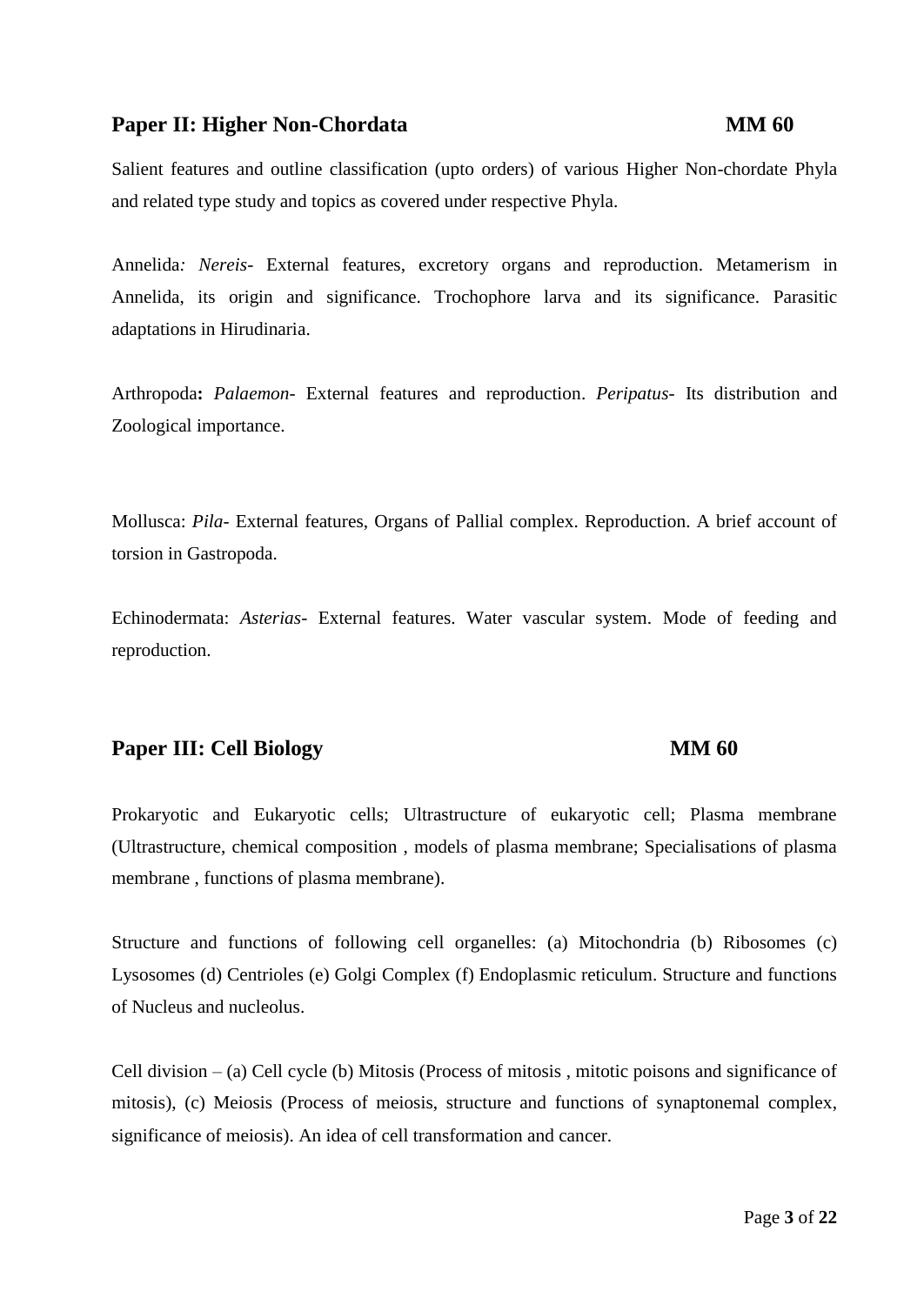## Paper II: Higher Non-Chordata MM 60

Salient features and outline classification (upto orders) of various Higher Non-chordate Phyla and related type study and topics as covered under respective Phyla.

Annelida*:* *Nereis*- External features, excretory organs and reproduction. Metamerism in Annelida, its origin and significance. Trochophore larva and its significance. Parasitic adaptations in Hirudinaria.

Arthropoda**:** *Palaemon*- External features and reproduction. *Peripatus*- Its distribution and Zoological importance.

Mollusca: *Pila*- External features, Organs of Pallial complex. Reproduction. A brief account of torsion in Gastropoda.

Echinodermata: *Asterias*- External features. Water vascular system. Mode of feeding and reproduction.

## Paper III: Cell Biology MM 60

Prokaryotic and Eukaryotic cells; Ultrastructure of eukaryotic cell; Plasma membrane (Ultrastructure, chemical composition , models of plasma membrane; Specialisations of plasma membrane , functions of plasma membrane).

Structure and functions of following cell organelles: (a) Mitochondria (b) Ribosomes (c) Lysosomes (d) Centrioles (e) Golgi Complex (f) Endoplasmic reticulum. Structure and functions of Nucleus and nucleolus.

Cell division – (a) Cell cycle (b) Mitosis (Process of mitosis , mitotic poisons and significance of mitosis), (c) Meiosis (Process of meiosis, structure and functions of synaptonemal complex, significance of meiosis). An idea of cell transformation and cancer.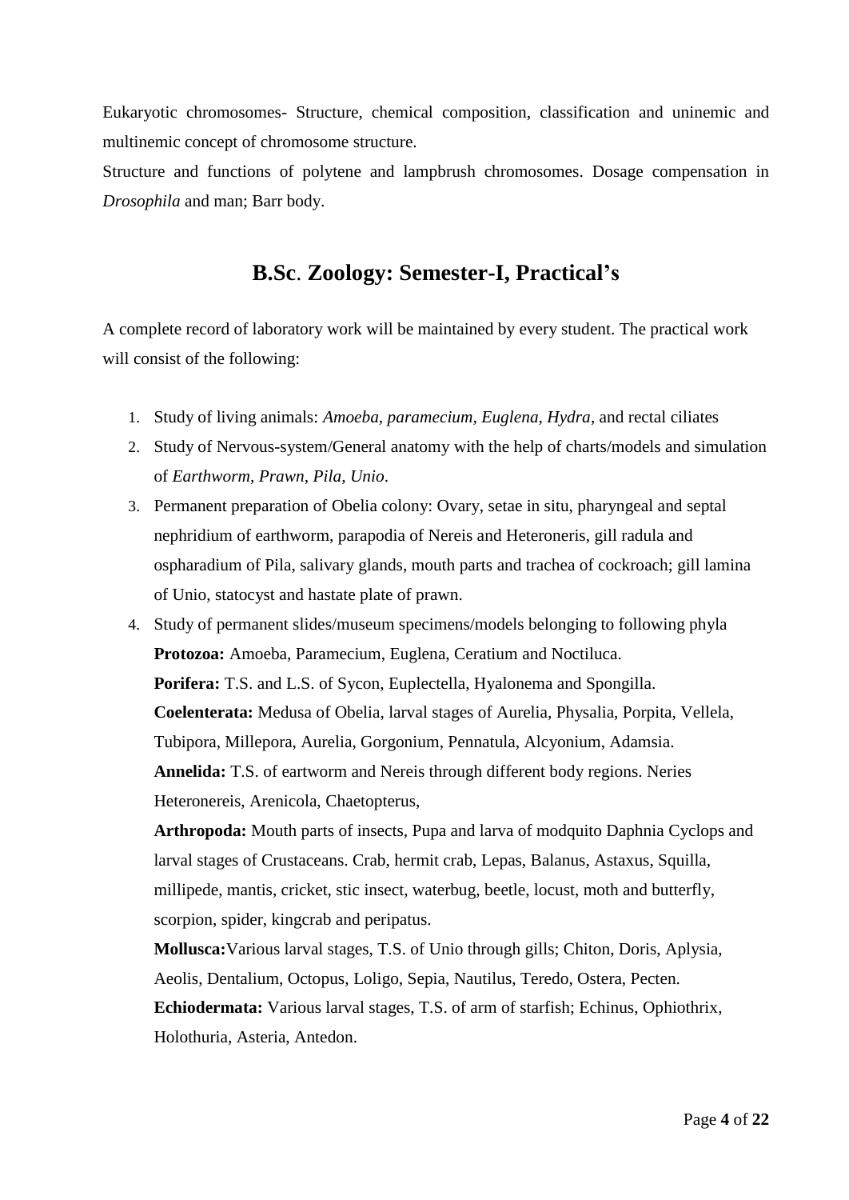Eukaryotic chromosomes- Structure, chemical composition, classification and uninemic and multinemic concept of chromosome structure.

Structure and functions of polytene and lampbrush chromosomes. Dosage compensation in *Drosophila* and man; Barr body.

## B.Sc. Zoology: Semester-I, Practical's

A complete record of laboratory work will be maintained by every student. The practical work will consist of the following:

1. Study of living animals: *Amoeba*, *paramecium*, *Euglena*, *Hydra*, and rectal ciliates
2. Study of Nervous-system/General anatomy with the help of charts/models and simulation of *Earthworm, Prawn, Pila, Unio*.
3. Permanent preparation of Obelia colony: Ovary, setae in situ, pharyngeal and septal nephridium of earthworm, parapodia of Nereis and Heteroneris, gill radula and ospharadium of Pila, salivary glands, mouth parts and trachea of cockroach; gill lamina of Unio, statocyst and hastate plate of prawn.
4. Study of permanent slides/museum specimens/models belonging to following phyla

   **Protozoa:** Amoeba, Paramecium, Euglena, Ceratium and Noctiluca.

   **Porifera:** T.S. and L.S. of Sycon, Euplectella, Hyalonema and Spongilla.

   **Coelenterata:** Medusa of Obelia, larval stages of Aurelia, Physalia, Porpita, Vellela, Tubipora, Millepora, Aurelia, Gorgonium, Pennatula, Alcyonium, Adamsia.

   **Annelida:** T.S. of eartworm and Nereis through different body regions. Neries Heteronereis, Arenicola, Chaetopterus,

   **Arthropoda:** Mouth parts of insects, Pupa and larva of modquito Daphnia Cyclops and larval stages of Crustaceans. Crab, hermit crab, Lepas, Balanus, Astaxus, Squilla, millipede, mantis, cricket, stic insect, waterbug, beetle, locust, moth and butterfly, scorpion, spider, kingcrab and peripatus.

   **Mollusca:**Various larval stages, T.S. of Unio through gills; Chiton, Doris, Aplysia, Aeolis, Dentalium, Octopus, Loligo, Sepia, Nautilus, Teredo, Ostera, Pecten.

   **Echiodermata:** Various larval stages, T.S. of arm of starfish; Echinus, Ophiothrix, Holothuria, Asteria, Antedon.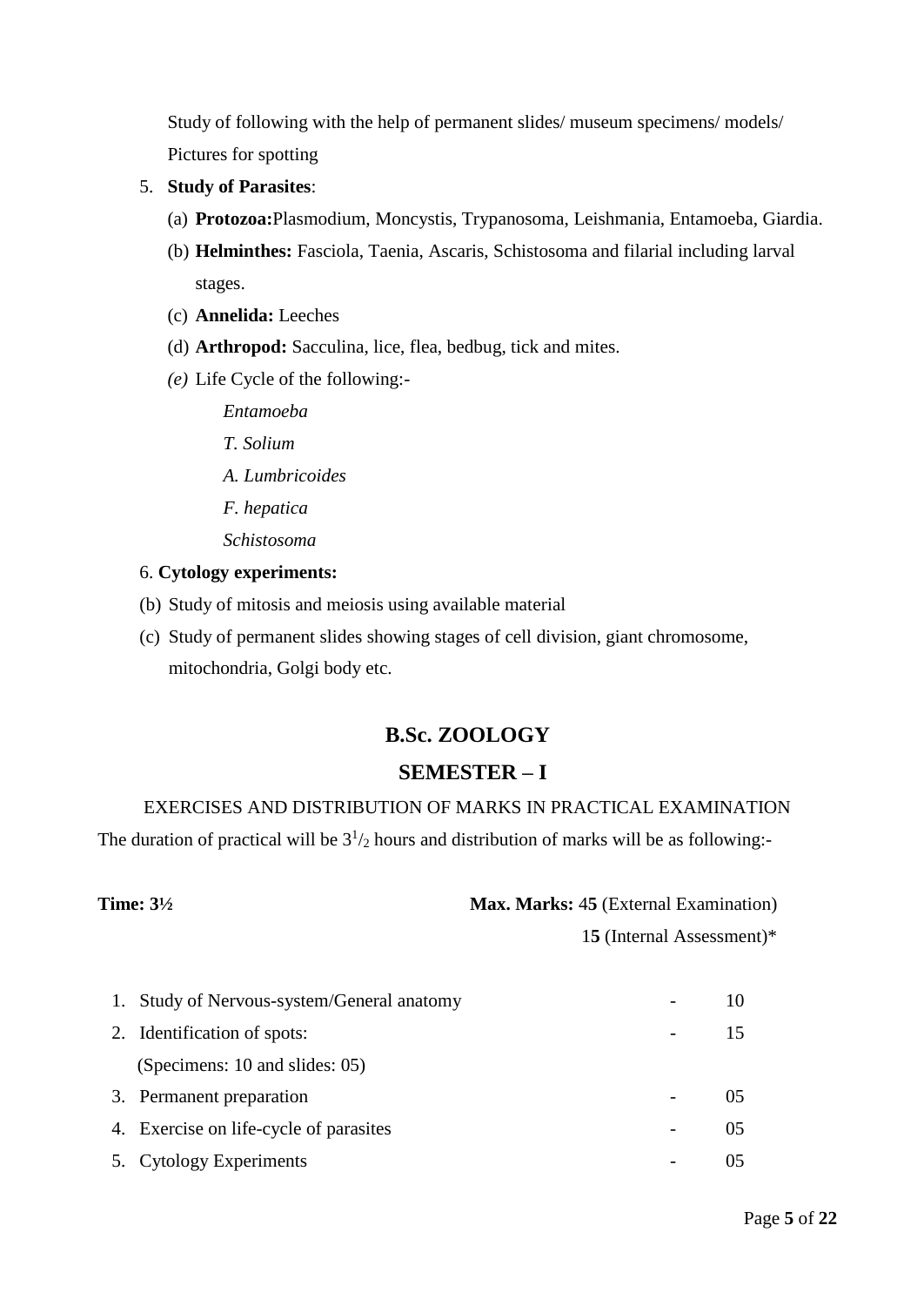Study of following with the help of permanent slides/ museum specimens/ models/ Pictures for spotting

5. **Study of Parasites**:
   - (a) **Protozoa:**Plasmodium, Moncystis, Trypanosoma, Leishmania, Entamoeba, Giardia.
   - (b) **Helminthes:** Fasciola, Taenia, Ascaris, Schistosoma and filarial including larval stages.
   - (c) **Annelida:** Leeches
   - (d) **Arthropod:** Sacculina, lice, flea, bedbug, tick and mites.
   - *(e)* Life Cycle of the following:-
     - *Entamoeba*
     - *T. Solium*
     - *A. Lumbricoides*
     - *F. hepatica*
     - *Schistosoma*

6. **Cytology experiments:**
   - (b) Study of mitosis and meiosis using available material
   - (c) Study of permanent slides showing stages of cell division, giant chromosome, mitochondria, Golgi body etc.

## B.Sc. ZOOLOGY

## SEMESTER – I

EXERCISES AND DISTRIBUTION OF MARKS IN PRACTICAL EXAMINATION

The duration of practical will be $3^1/_2$ hours and distribution of marks will be as following:-

**Time: 3½** **Max. Marks:** 4**5** (External Examination)
1**5** (Internal Assessment)*

| | | | |
|---|---|---|---|
| 1. | Study of Nervous-system/General anatomy | - | 10 |
| 2. | Identification of spots: (Specimens: 10 and slides: 05) | - | 15 |
| 3. | Permanent preparation | - | 05 |
| 4. | Exercise on life-cycle of parasites | - | 05 |
| 5. | Cytology Experiments | - | 05 |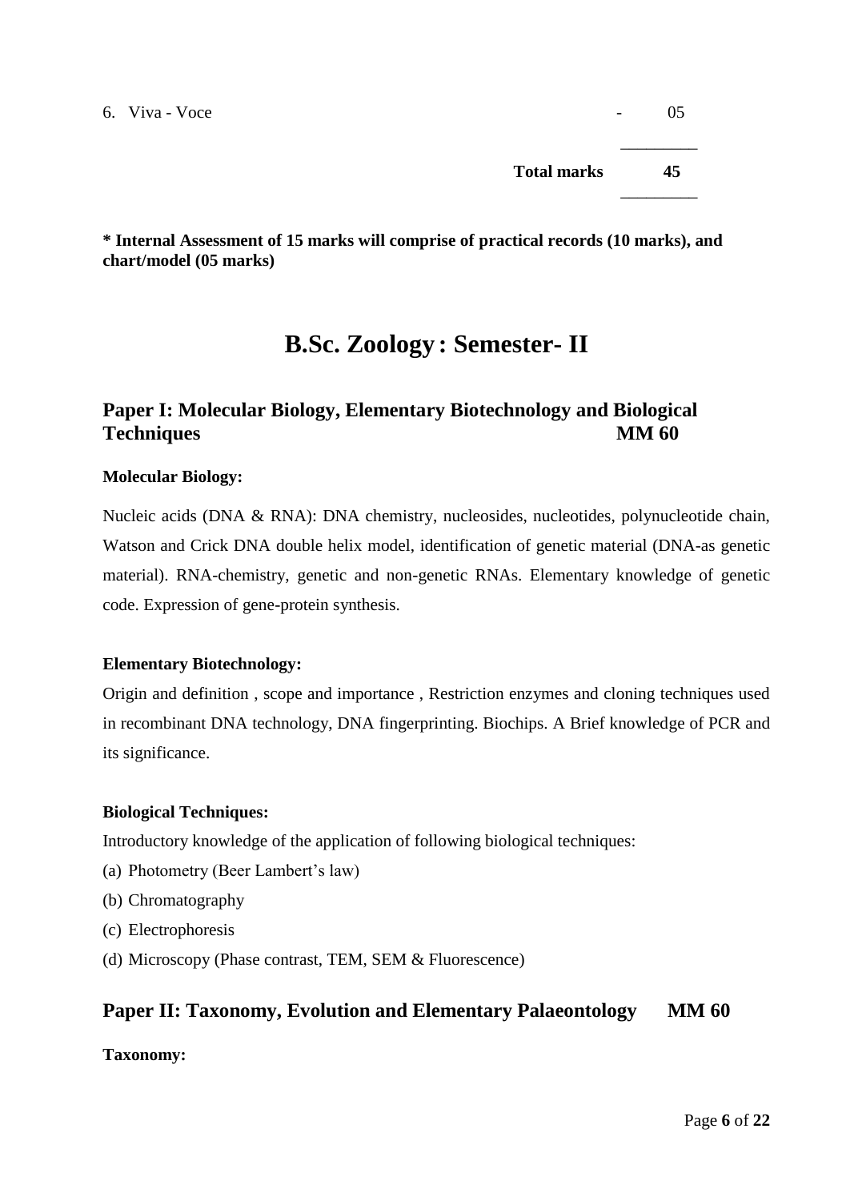6. Viva - Voce - 05

| | |
|---|---|
| **Total marks** | **45** |

**\* Internal Assessment of 15 marks will comprise of practical records (10 marks), and chart/model (05 marks)**

# B.Sc. Zoology : Semester- II

## Paper I: Molecular Biology, Elementary Biotechnology and Biological Techniques MM 60

**Molecular Biology:**

Nucleic acids (DNA & RNA): DNA chemistry, nucleosides, nucleotides, polynucleotide chain, Watson and Crick DNA double helix model, identification of genetic material (DNA-as genetic material). RNA-chemistry, genetic and non-genetic RNAs. Elementary knowledge of genetic code. Expression of gene-protein synthesis.

**Elementary Biotechnology:**

Origin and definition , scope and importance , Restriction enzymes and cloning techniques used in recombinant DNA technology, DNA fingerprinting. Biochips. A Brief knowledge of PCR and its significance.

**Biological Techniques:**

Introductory knowledge of the application of following biological techniques:

(a) Photometry (Beer Lambert's law)

(b) Chromatography

(c) Electrophoresis

(d) Microscopy (Phase contrast, TEM, SEM & Fluorescence)

## Paper II: Taxonomy, Evolution and Elementary Palaeontology MM 60

**Taxonomy:**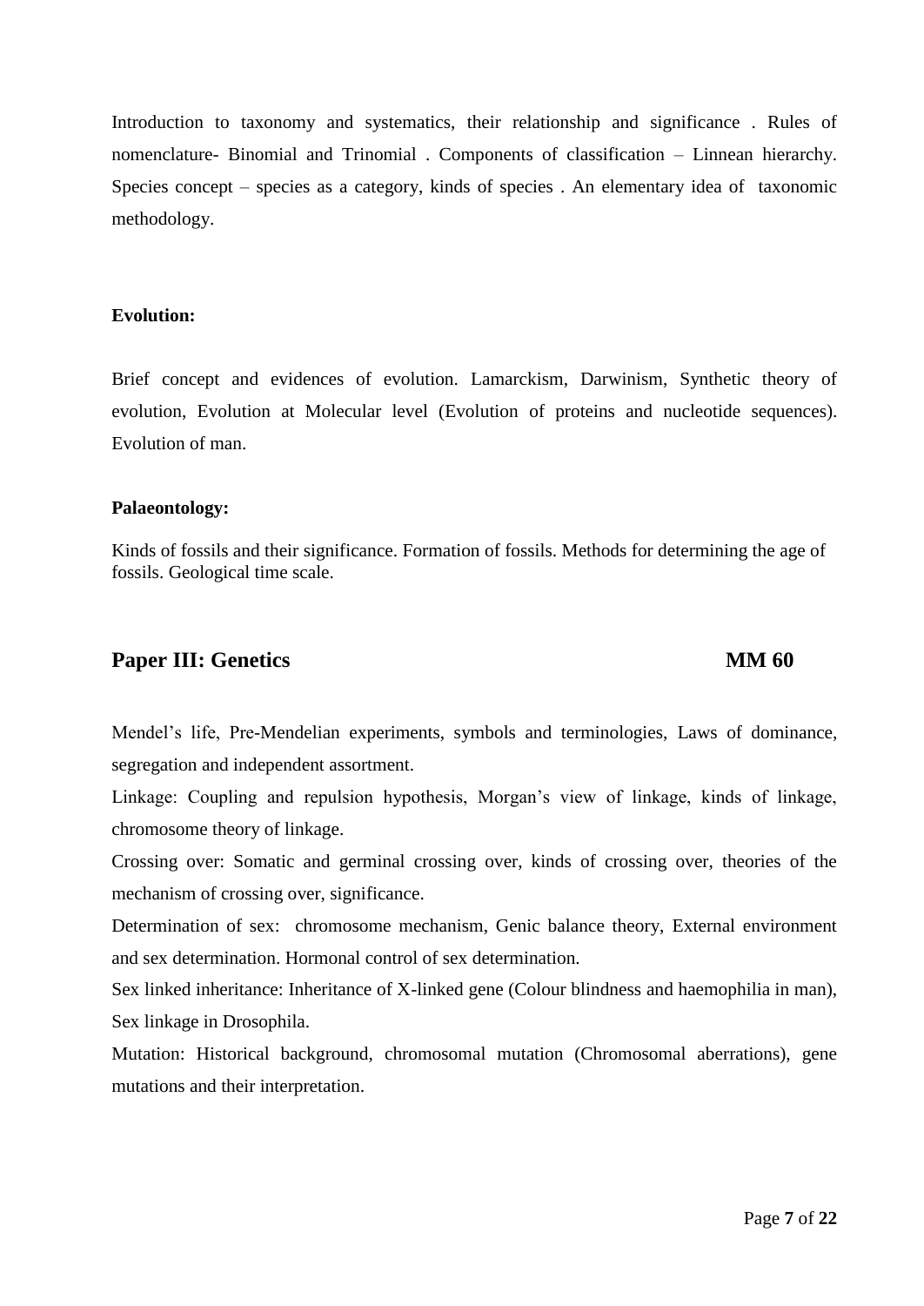Introduction to taxonomy and systematics, their relationship and significance . Rules of nomenclature- Binomial and Trinomial . Components of classification – Linnean hierarchy. Species concept – species as a category, kinds of species . An elementary idea of taxonomic methodology.

**Evolution:**

Brief concept and evidences of evolution. Lamarckism, Darwinism, Synthetic theory of evolution, Evolution at Molecular level (Evolution of proteins and nucleotide sequences). Evolution of man.

**Palaeontology:**

Kinds of fossils and their significance. Formation of fossils. Methods for determining the age of fossils. Geological time scale.

## Paper III: Genetics MM 60

Mendel's life, Pre-Mendelian experiments, symbols and terminologies, Laws of dominance, segregation and independent assortment.

Linkage: Coupling and repulsion hypothesis, Morgan's view of linkage, kinds of linkage, chromosome theory of linkage.

Crossing over: Somatic and germinal crossing over, kinds of crossing over, theories of the mechanism of crossing over, significance.

Determination of sex: chromosome mechanism, Genic balance theory, External environment and sex determination. Hormonal control of sex determination.

Sex linked inheritance: Inheritance of X-linked gene (Colour blindness and haemophilia in man), Sex linkage in Drosophila.

Mutation: Historical background, chromosomal mutation (Chromosomal aberrations), gene mutations and their interpretation.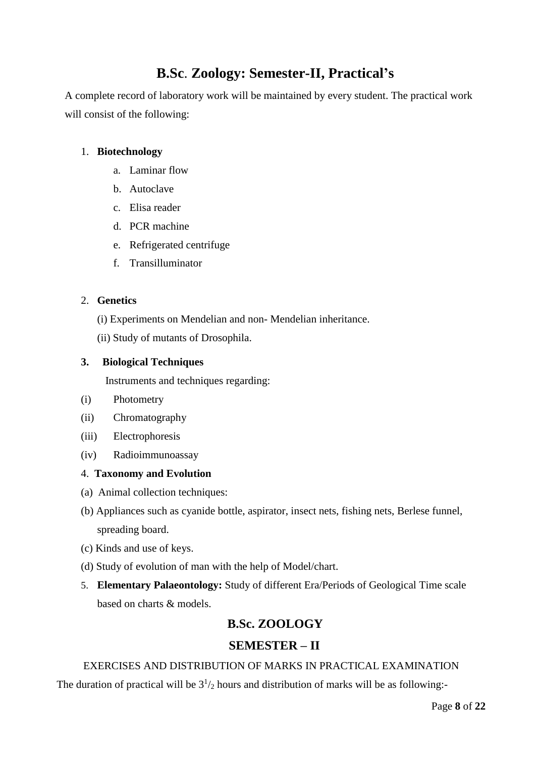# B.Sc. Zoology: Semester-II, Practical's

A complete record of laboratory work will be maintained by every student. The practical work will consist of the following:

1. **Biotechnology**
    a. Laminar flow
    b. Autoclave
    c. Elisa reader
    d. PCR machine
    e. Refrigerated centrifuge
    f. Transilluminator

2. **Genetics**

    (i) Experiments on Mendelian and non- Mendelian inheritance.

    (ii) Study of mutants of Drosophila.

**3. Biological Techniques**

Instruments and techniques regarding:

(i) Photometry

(ii) Chromatography

(iii) Electrophoresis

(iv) Radioimmunoassay

4. **Taxonomy and Evolution**

(a) Animal collection techniques:

(b) Appliances such as cyanide bottle, aspirator, insect nets, fishing nets, Berlese funnel, spreading board.

(c) Kinds and use of keys.

(d) Study of evolution of man with the help of Model/chart.

5. **Elementary Palaeontology:** Study of different Era/Periods of Geological Time scale based on charts & models.

## B.Sc. ZOOLOGY

## SEMESTER – II

EXERCISES AND DISTRIBUTION OF MARKS IN PRACTICAL EXAMINATION

The duration of practical will be $3^1/_2$ hours and distribution of marks will be as following:-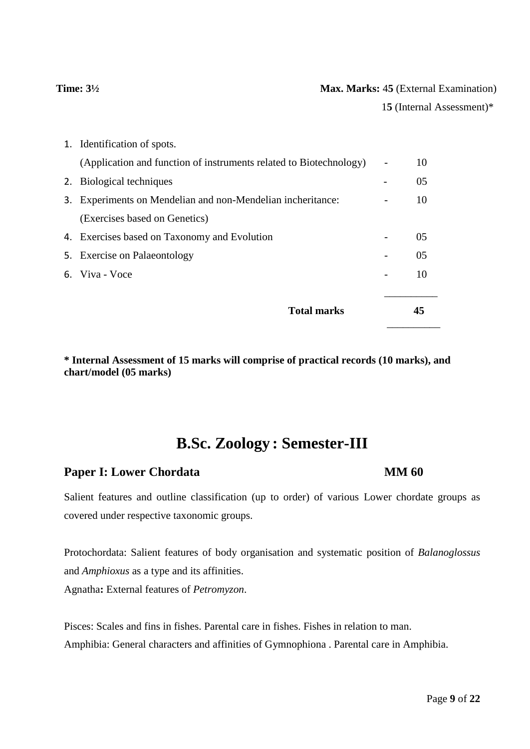**Time: 3½** **Max. Marks:** 45 (External Examination)

15 (Internal Assessment)*

| | | | |
|---|---|---|---|
| 1. | Identification of spots. (Application and function of instruments related to Biotechnology) | - | 10 |
| 2. | Biological techniques | - | 05 |
| 3. | Experiments on Mendelian and non-Mendelian incheritance: (Exercises based on Genetics) | - | 10 |
| 4. | Exercises based on Taxonomy and Evolution | - | 05 |
| 5. | Exercise on Palaeontology | - | 05 |
| 6. | Viva - Voce | - | 10 |
| | **Total marks** | | **45** |

**\* Internal Assessment of 15 marks will comprise of practical records (10 marks), and chart/model (05 marks)**

# B.Sc. Zoology : Semester-III

## Paper I: Lower Chordata MM 60

Salient features and outline classification (up to order) of various Lower chordate groups as covered under respective taxonomic groups.

Protochordata: Salient features of body organisation and systematic position of *Balanoglossus* and *Amphioxus* as a type and its affinities.

Agnatha**:** External features of *Petromyzon*.

Pisces: Scales and fins in fishes. Parental care in fishes. Fishes in relation to man.

Amphibia: General characters and affinities of Gymnophiona . Parental care in Amphibia.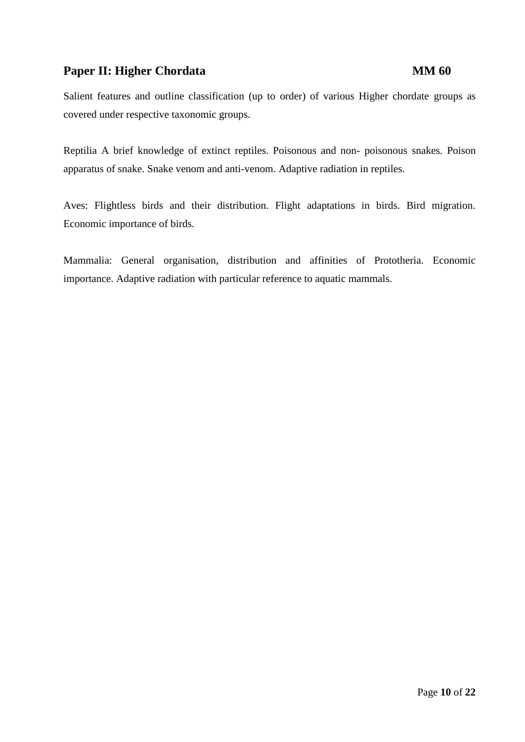## Paper II: Higher Chordata **MM 60**

Salient features and outline classification (up to order) of various Higher chordate groups as covered under respective taxonomic groups.

Reptilia A brief knowledge of extinct reptiles. Poisonous and non- poisonous snakes. Poison apparatus of snake. Snake venom and anti-venom. Adaptive radiation in reptiles.

Aves: Flightless birds and their distribution. Flight adaptations in birds. Bird migration. Economic importance of birds.

Mammalia: General organisation, distribution and affinities of Prototheria. Economic importance. Adaptive radiation with particular reference to aquatic mammals.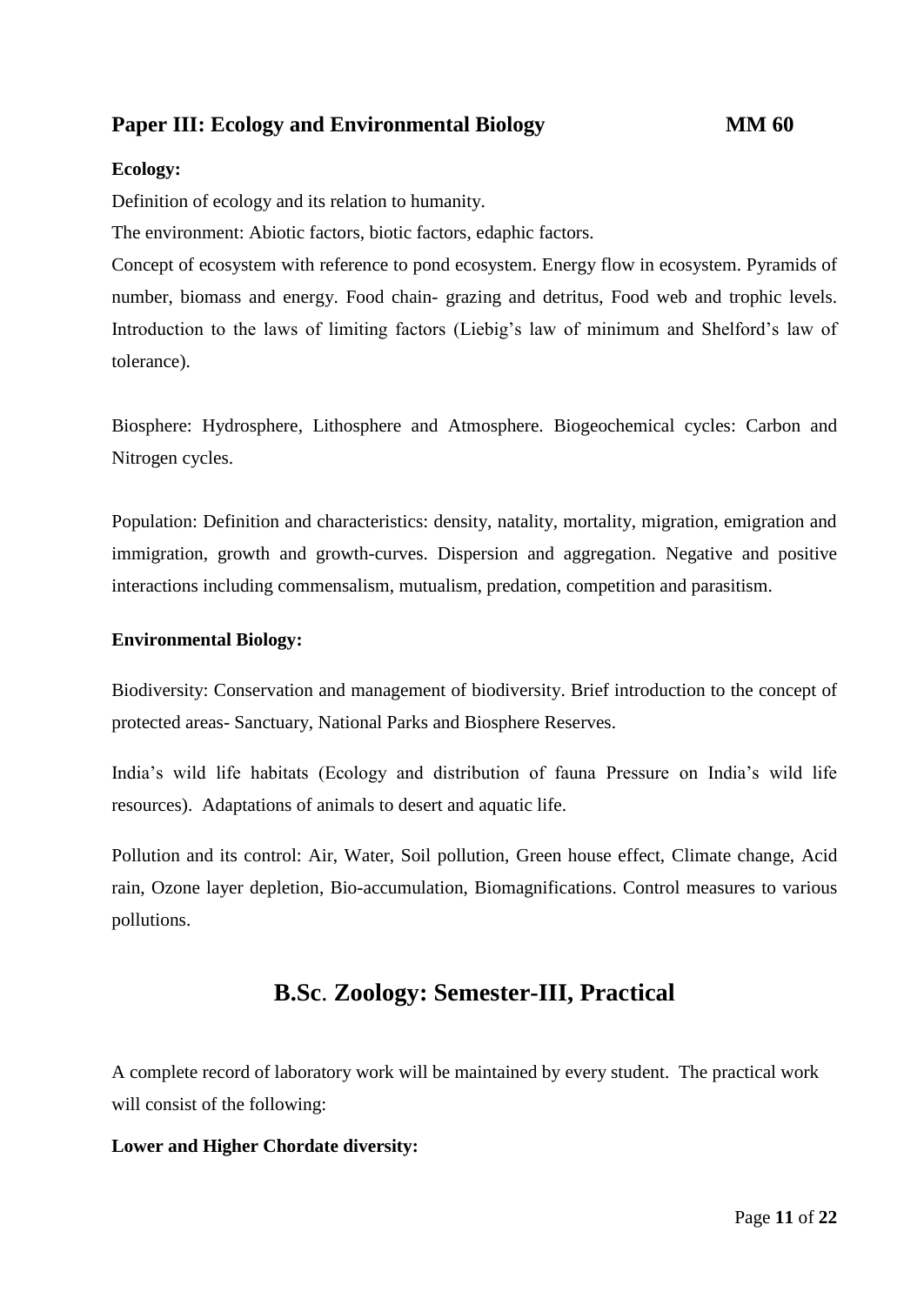## Paper III: Ecology and Environmental Biology MM 60

**Ecology:**

Definition of ecology and its relation to humanity.

The environment: Abiotic factors, biotic factors, edaphic factors.

Concept of ecosystem with reference to pond ecosystem. Energy flow in ecosystem. Pyramids of number, biomass and energy. Food chain- grazing and detritus, Food web and trophic levels. Introduction to the laws of limiting factors (Liebig's law of minimum and Shelford's law of tolerance).

Biosphere: Hydrosphere, Lithosphere and Atmosphere. Biogeochemical cycles: Carbon and Nitrogen cycles.

Population: Definition and characteristics: density, natality, mortality, migration, emigration and immigration, growth and growth-curves. Dispersion and aggregation. Negative and positive interactions including commensalism, mutualism, predation, competition and parasitism.

**Environmental Biology:**

Biodiversity: Conservation and management of biodiversity. Brief introduction to the concept of protected areas- Sanctuary, National Parks and Biosphere Reserves.

India's wild life habitats (Ecology and distribution of fauna Pressure on India's wild life resources). Adaptations of animals to desert and aquatic life.

Pollution and its control: Air, Water, Soil pollution, Green house effect, Climate change, Acid rain, Ozone layer depletion, Bio-accumulation, Biomagnifications. Control measures to various pollutions.

# B.Sc. Zoology: Semester-III, Practical

A complete record of laboratory work will be maintained by every student. The practical work will consist of the following:

**Lower and Higher Chordate diversity:**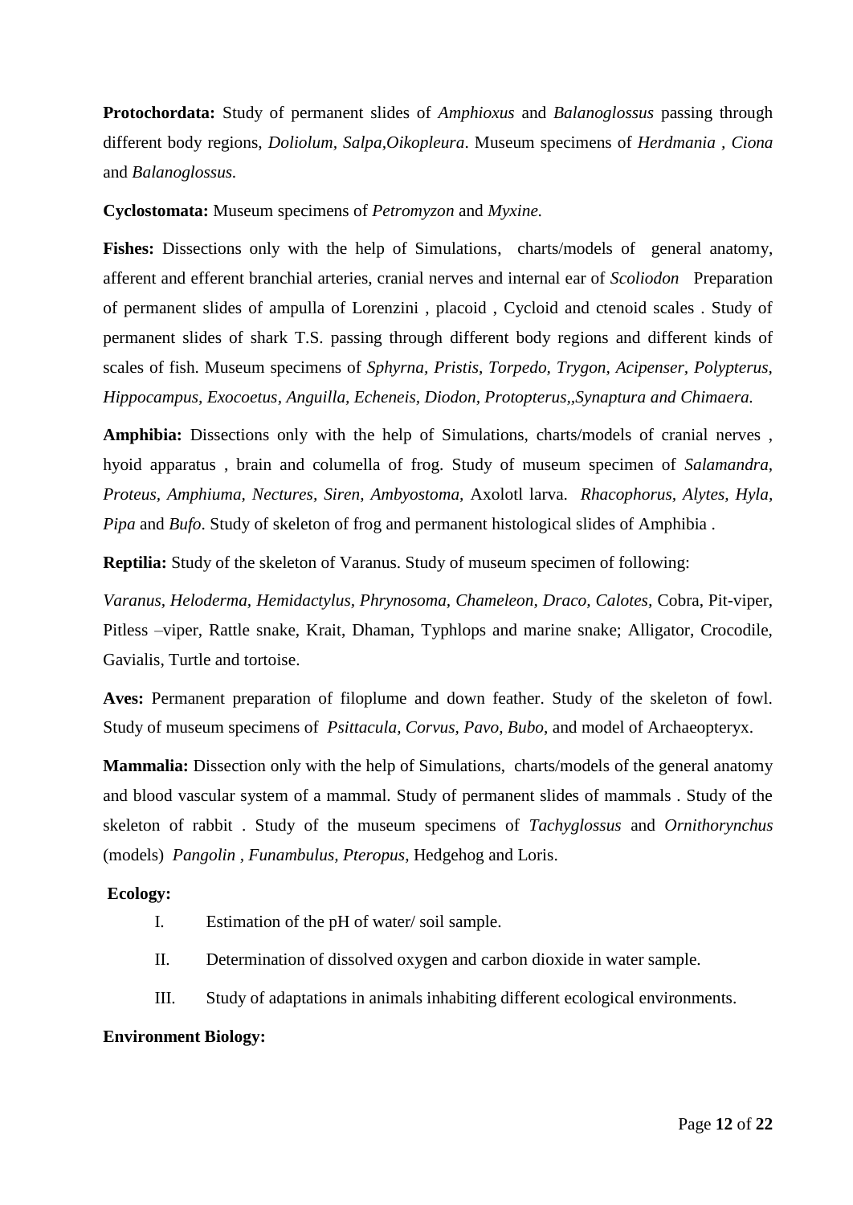**Protochordata:** Study of permanent slides of *Amphioxus* and *Balanoglossus* passing through different body regions, *Doliolum*, *Salpa,Oikopleura*. Museum specimens of *Herdmania* , *Ciona* and *Balanoglossus*.

**Cyclostomata:** Museum specimens of *Petromyzon* and *Myxine.*

**Fishes:** Dissections only with the help of Simulations, charts/models of general anatomy, afferent and efferent branchial arteries, cranial nerves and internal ear of *Scoliodon* Preparation of permanent slides of ampulla of Lorenzini , placoid , Cycloid and ctenoid scales . Study of permanent slides of shark T.S. passing through different body regions and different kinds of scales of fish. Museum specimens of *Sphyrna, Pristis, Torpedo, Trygon, Acipenser, Polypterus, Hippocampus, Exocoetus, Anguilla, Echeneis, Diodon, Protopterus,,Synaptura and Chimaera.*

**Amphibia:** Dissections only with the help of Simulations, charts/models of cranial nerves , hyoid apparatus , brain and columella of frog. Study of museum specimen of *Salamandra, Proteus, Amphiuma, Nectures, Siren, Ambyostoma,* Axolotl larva. *Rhacophorus, Alytes, Hyla, Pipa* and *Bufo*. Study of skeleton of frog and permanent histological slides of Amphibia .

**Reptilia:** Study of the skeleton of Varanus. Study of museum specimen of following:

*Varanus, Heloderma, Hemidactylus, Phrynosoma, Chameleon, Draco, Calotes,* Cobra, Pit-viper, Pitless –viper, Rattle snake, Krait, Dhaman, Typhlops and marine snake; Alligator, Crocodile, Gavialis, Turtle and tortoise.

**Aves:** Permanent preparation of filoplume and down feather. Study of the skeleton of fowl. Study of museum specimens of *Psittacula, Corvus, Pavo, Bubo*, and model of Archaeopteryx.

**Mammalia:** Dissection only with the help of Simulations, charts/models of the general anatomy and blood vascular system of a mammal. Study of permanent slides of mammals . Study of the skeleton of rabbit . Study of the museum specimens of *Tachyglossus* and *Ornithorynchus* (models) *Pangolin , Funambulus, Pteropus,* Hedgehog and Loris.

**Ecology:**

I. Estimation of the pH of water/ soil sample.

II. Determination of dissolved oxygen and carbon dioxide in water sample.

III. Study of adaptations in animals inhabiting different ecological environments.

**Environment Biology:**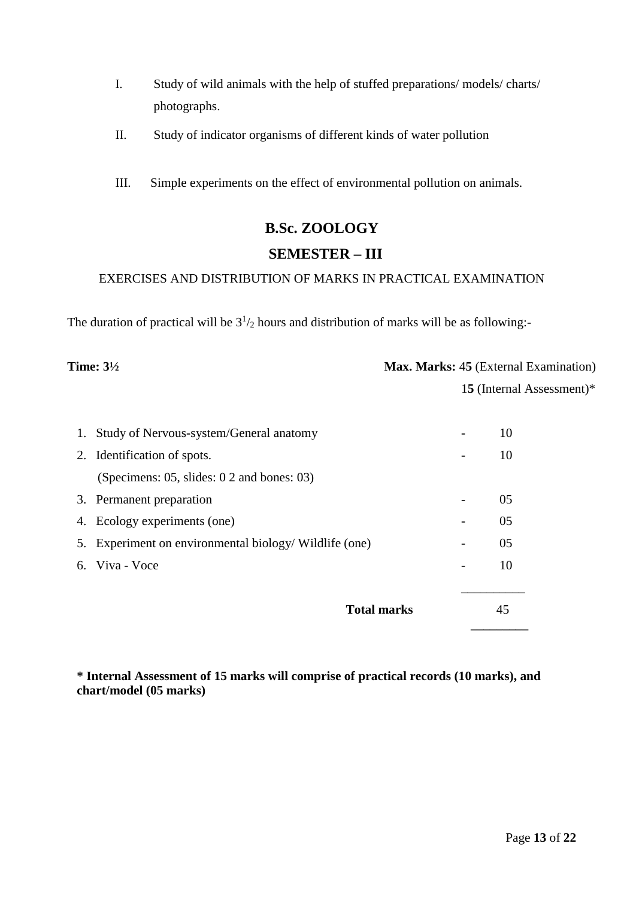I. Study of wild animals with the help of stuffed preparations/ models/ charts/ photographs.

II. Study of indicator organisms of different kinds of water pollution

III. Simple experiments on the effect of environmental pollution on animals.

## B.Sc. ZOOLOGY

## SEMESTER – III

EXERCISES AND DISTRIBUTION OF MARKS IN PRACTICAL EXAMINATION

The duration of practical will be $3^1/_2$ hours and distribution of marks will be as following:-

**Time: 3½** **Max. Marks:** 45 (External Examination)
15 (Internal Assessment)*

| | | | |
|---|---|---|---|
| 1. | Study of Nervous-system/General anatomy | - | 10 |
| 2. | Identification of spots. (Specimens: 05, slides: 0 2 and bones: 03) | - | 10 |
| 3. | Permanent preparation | - | 05 |
| 4. | Ecology experiments (one) | - | 05 |
| 5. | Experiment on environmental biology/ Wildlife (one) | - | 05 |
| 6. | Viva - Voce | - | 10 |
| | **Total marks** | | 45 |

**\* Internal Assessment of 15 marks will comprise of practical records (10 marks), and chart/model (05 marks)**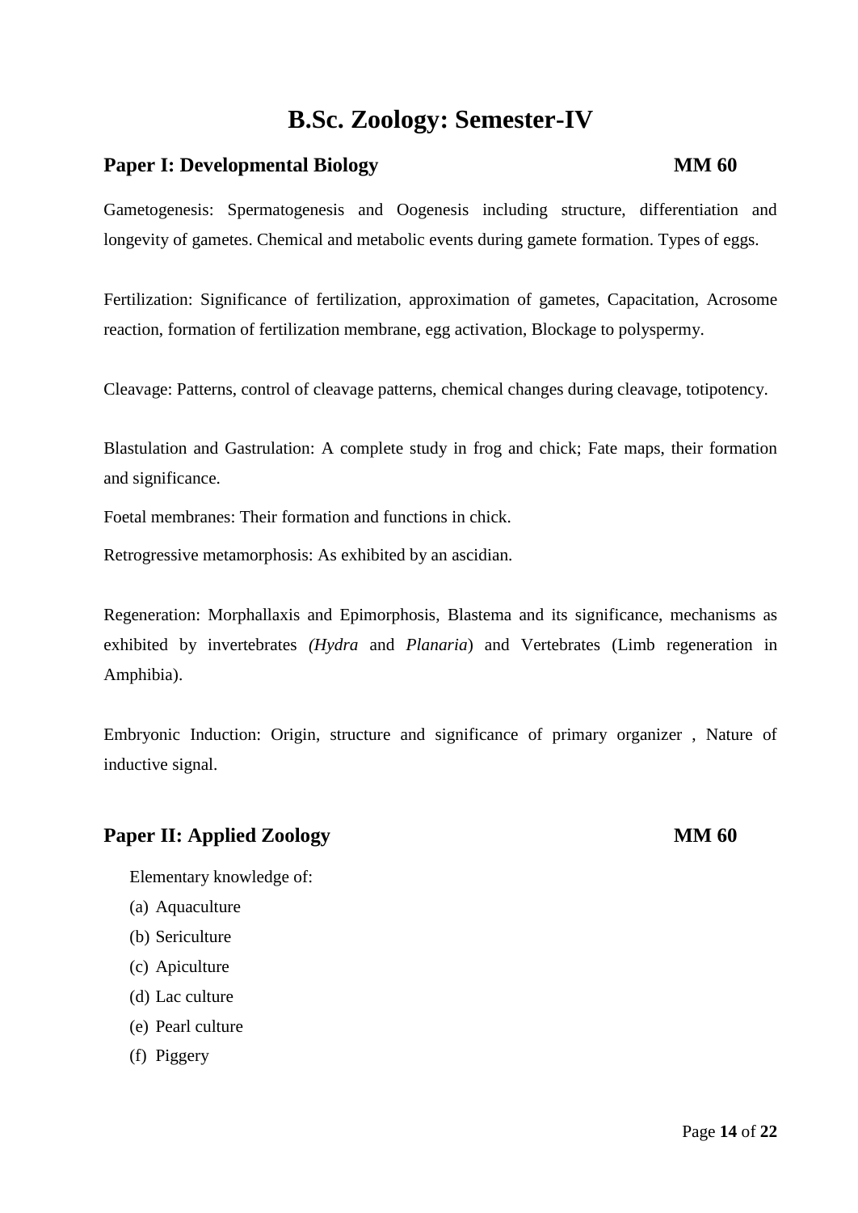# B.Sc. Zoology: Semester-IV

## Paper I: Developmental Biology MM 60

Gametogenesis: Spermatogenesis and Oogenesis including structure, differentiation and longevity of gametes. Chemical and metabolic events during gamete formation. Types of eggs.

Fertilization: Significance of fertilization, approximation of gametes, Capacitation, Acrosome reaction, formation of fertilization membrane, egg activation, Blockage to polyspermy.

Cleavage: Patterns, control of cleavage patterns, chemical changes during cleavage, totipotency.

Blastulation and Gastrulation: A complete study in frog and chick; Fate maps, their formation and significance.

Foetal membranes: Their formation and functions in chick.

Retrogressive metamorphosis: As exhibited by an ascidian.

Regeneration: Morphallaxis and Epimorphosis, Blastema and its significance, mechanisms as exhibited by invertebrates *(Hydra* and *Planaria*) and Vertebrates (Limb regeneration in Amphibia).

Embryonic Induction: Origin, structure and significance of primary organizer , Nature of inductive signal.

## Paper II: Applied Zoology MM 60

Elementary knowledge of:

(a) Aquaculture
(b) Sericulture
(c) Apiculture
(d) Lac culture
(e) Pearl culture
(f) Piggery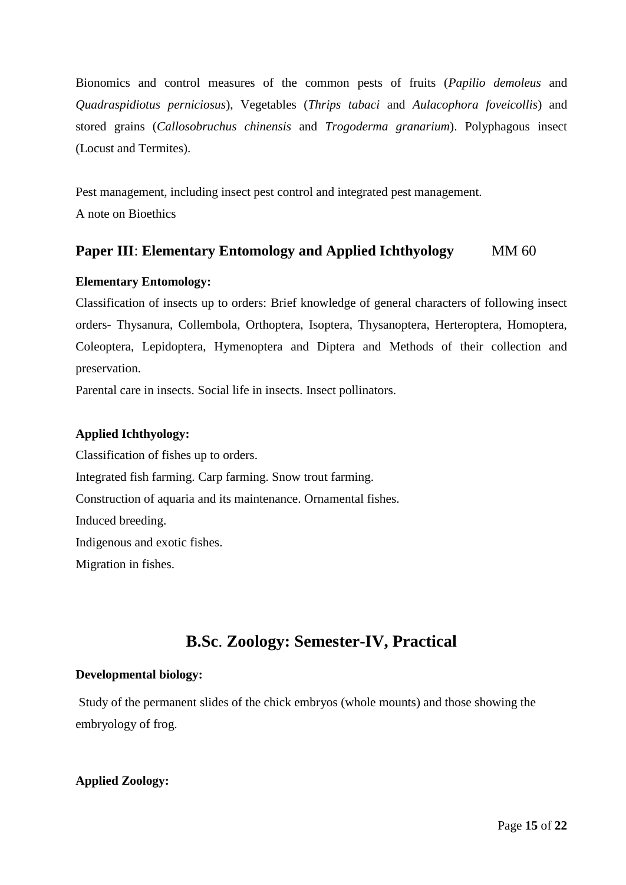Bionomics and control measures of the common pests of fruits (*Papilio demoleus* and *Quadraspidiotus perniciosus*), Vegetables (*Thrips tabaci* and *Aulacophora foveicollis*) and stored grains (*Callosobruchus chinensis* and *Trogoderma granarium*). Polyphagous insect (Locust and Termites).

Pest management, including insect pest control and integrated pest management.

A note on Bioethics

## **Paper III**: **Elementary Entomology and Applied Ichthyology** MM 60

**Elementary Entomology:**

Classification of insects up to orders: Brief knowledge of general characters of following insect orders- Thysanura, Collembola, Orthoptera, Isoptera, Thysanoptera, Herteroptera, Homoptera, Coleoptera, Lepidoptera, Hymenoptera and Diptera and Methods of their collection and preservation.

Parental care in insects. Social life in insects. Insect pollinators.

**Applied Ichthyology:**

Classification of fishes up to orders.

Integrated fish farming. Carp farming. Snow trout farming.

Construction of aquaria and its maintenance. Ornamental fishes.

Induced breeding.

Indigenous and exotic fishes.

Migration in fishes.

# **B.Sc. Zoology: Semester-IV, Practical**

**Developmental biology:**

Study of the permanent slides of the chick embryos (whole mounts) and those showing the embryology of frog.

**Applied Zoology:**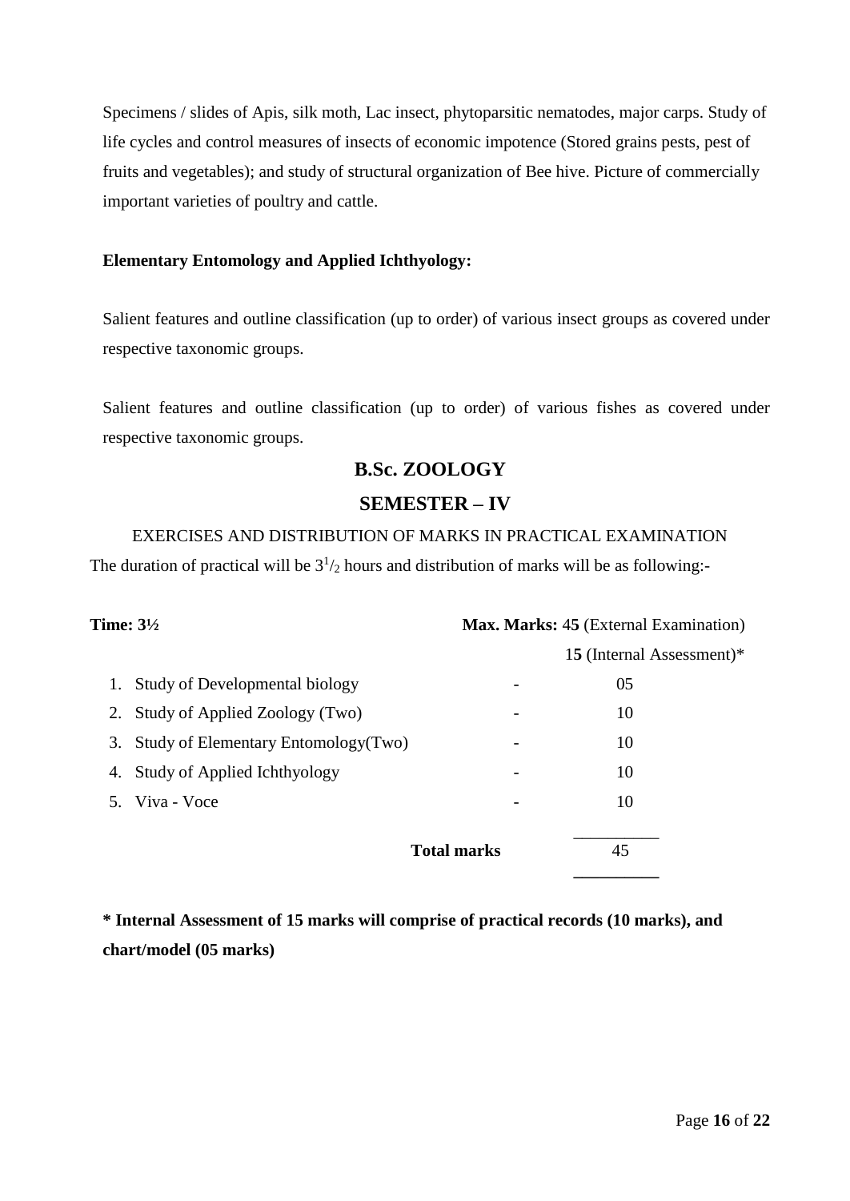Specimens / slides of Apis, silk moth, Lac insect, phytoparsitic nematodes, major carps. Study of life cycles and control measures of insects of economic impotence (Stored grains pests, pest of fruits and vegetables); and study of structural organization of Bee hive. Picture of commercially important varieties of poultry and cattle.

**Elementary Entomology and Applied Ichthyology:**

Salient features and outline classification (up to order) of various insect groups as covered under respective taxonomic groups.

Salient features and outline classification (up to order) of various fishes as covered under respective taxonomic groups.

## B.Sc. ZOOLOGY

## SEMESTER – IV

EXERCISES AND DISTRIBUTION OF MARKS IN PRACTICAL EXAMINATION

The duration of practical will be $3^1/_2$ hours and distribution of marks will be as following:-

**Time: 3½** **Max. Marks:** 4**5** (External Examination)

1**5** (Internal Assessment)*

| | | | |
|---|---|---|---|
| 1. | Study of Developmental biology | - | 05 |
| 2. | Study of Applied Zoology (Two) | - | 10 |
| 3. | Study of Elementary Entomology(Two) | - | 10 |
| 4. | Study of Applied Ichthyology | - | 10 |
| 5. | Viva - Voce | - | 10 |
| | **Total marks** | | 45 |

**\* Internal Assessment of 15 marks will comprise of practical records (10 marks), and chart/model (05 marks)**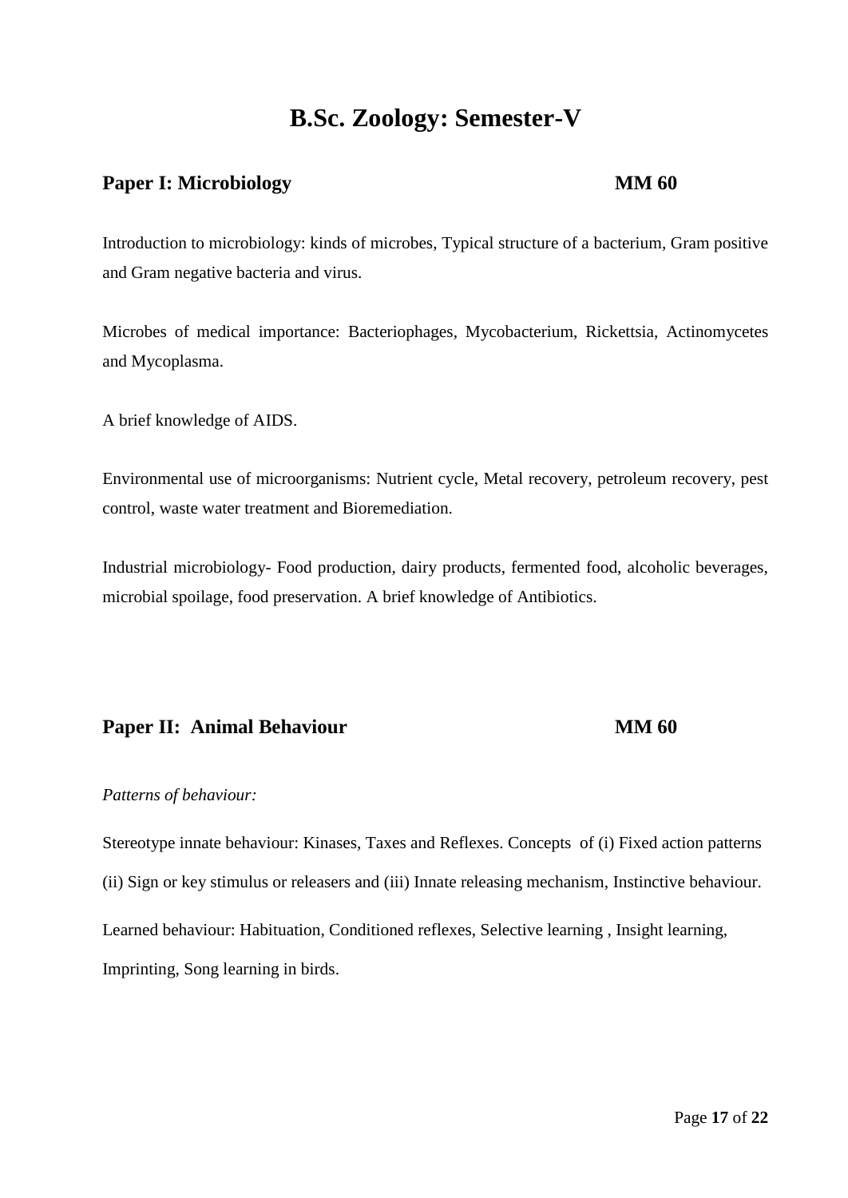# B.Sc. Zoology: Semester-V

## Paper I: Microbiology — MM 60

Introduction to microbiology: kinds of microbes, Typical structure of a bacterium, Gram positive and Gram negative bacteria and virus.

Microbes of medical importance: Bacteriophages, Mycobacterium, Rickettsia, Actinomycetes and Mycoplasma.

A brief knowledge of AIDS.

Environmental use of microorganisms: Nutrient cycle, Metal recovery, petroleum recovery, pest control, waste water treatment and Bioremediation.

Industrial microbiology- Food production, dairy products, fermented food, alcoholic beverages, microbial spoilage, food preservation. A brief knowledge of Antibiotics.

## Paper II: Animal Behaviour — MM 60

*Patterns of behaviour:*

Stereotype innate behaviour: Kinases, Taxes and Reflexes. Concepts of (i) Fixed action patterns (ii) Sign or key stimulus or releasers and (iii) Innate releasing mechanism, Instinctive behaviour.

Learned behaviour: Habituation, Conditioned reflexes, Selective learning , Insight learning, Imprinting, Song learning in birds.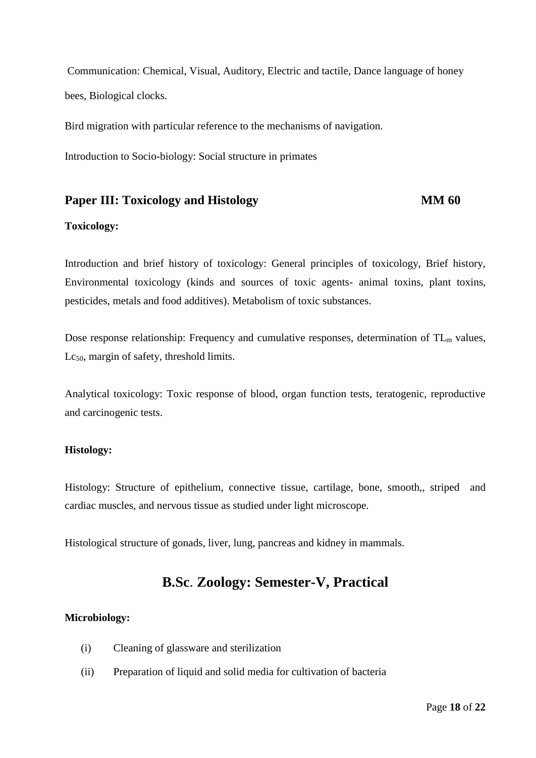Communication: Chemical, Visual, Auditory, Electric and tactile, Dance language of honey bees, Biological clocks.

Bird migration with particular reference to the mechanisms of navigation.

Introduction to Socio-biology: Social structure in primates

## Paper III: Toxicology and Histology — MM 60

**Toxicology:**

Introduction and brief history of toxicology: General principles of toxicology, Brief history, Environmental toxicology (kinds and sources of toxic agents- animal toxins, plant toxins, pesticides, metals and food additives). Metabolism of toxic substances.

Dose response relationship: Frequency and cumulative responses, determination of $TL_m$ values, $Lc_{50}$, margin of safety, threshold limits.

Analytical toxicology: Toxic response of blood, organ function tests, teratogenic, reproductive and carcinogenic tests.

**Histology:**

Histology: Structure of epithelium, connective tissue, cartilage, bone, smooth,, striped and cardiac muscles, and nervous tissue as studied under light microscope.

Histological structure of gonads, liver, lung, pancreas and kidney in mammals.

# B.Sc. Zoology: Semester-V, Practical

**Microbiology:**

(i) Cleaning of glassware and sterilization

(ii) Preparation of liquid and solid media for cultivation of bacteria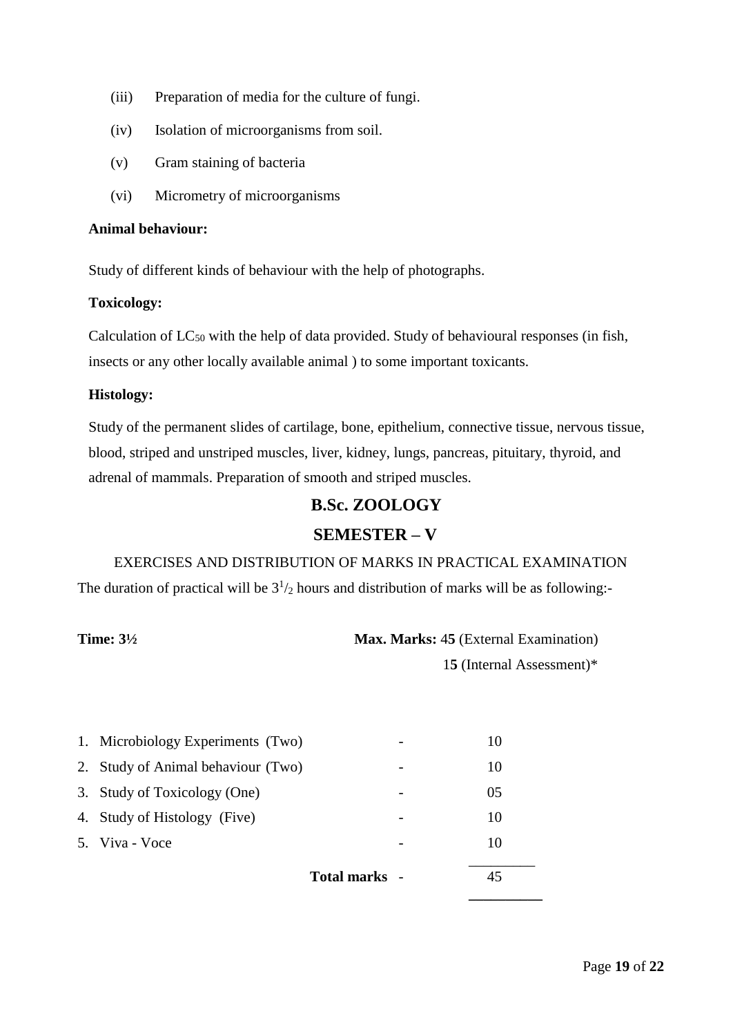(iii) Preparation of media for the culture of fungi.

(iv) Isolation of microorganisms from soil.

(v) Gram staining of bacteria

(vi) Micrometry of microorganisms

**Animal behaviour:**

Study of different kinds of behaviour with the help of photographs.

**Toxicology:**

Calculation of $LC_{50}$ with the help of data provided. Study of behavioural responses (in fish, insects or any other locally available animal ) to some important toxicants.

**Histology:**

Study of the permanent slides of cartilage, bone, epithelium, connective tissue, nervous tissue, blood, striped and unstriped muscles, liver, kidney, lungs, pancreas, pituitary, thyroid, and adrenal of mammals. Preparation of smooth and striped muscles.

## B.Sc. ZOOLOGY

## SEMESTER – V

EXERCISES AND DISTRIBUTION OF MARKS IN PRACTICAL EXAMINATION

The duration of practical will be $3^1/_2$ hours and distribution of marks will be as following:-

**Time: 3½** **Max. Marks:** 4**5** (External Examination)
1**5** (Internal Assessment)*

| | | |
|---|---|---|
| 1. Microbiology Experiments (Two) | - | 10 |
| 2. Study of Animal behaviour (Two) | - | 10 |
| 3. Study of Toxicology (One) | - | 05 |
| 4. Study of Histology (Five) | - | 10 |
| 5. Viva - Voce | - | 10 |
| **Total marks** | - | 45 |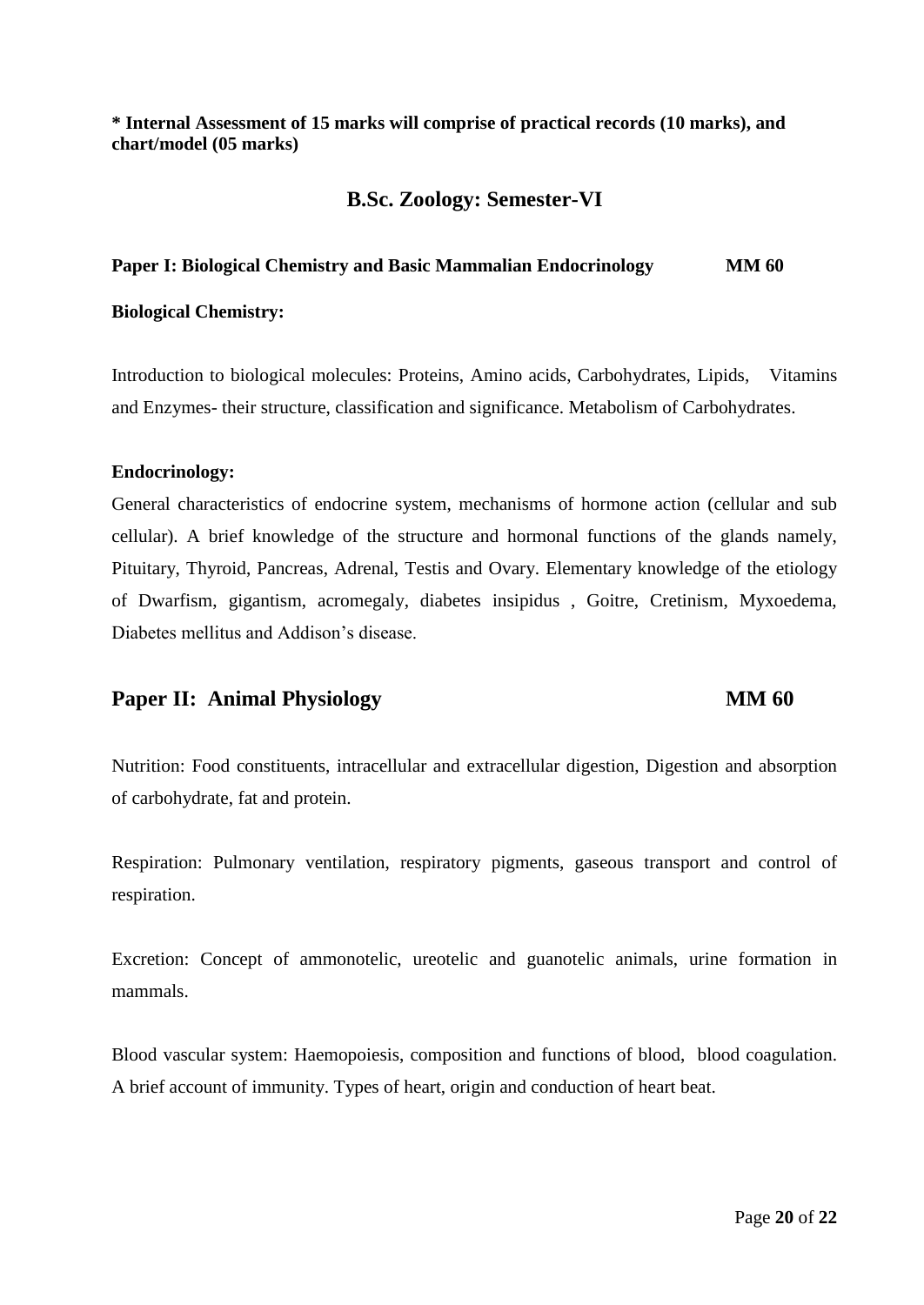**\* Internal Assessment of 15 marks will comprise of practical records (10 marks), and chart/model (05 marks)**

## B.Sc. Zoology: Semester-VI

**Paper I: Biological Chemistry and Basic Mammalian Endocrinology MM 60**

**Biological Chemistry:**

Introduction to biological molecules: Proteins, Amino acids, Carbohydrates, Lipids, Vitamins and Enzymes- their structure, classification and significance. Metabolism of Carbohydrates.

**Endocrinology:**

General characteristics of endocrine system, mechanisms of hormone action (cellular and sub cellular). A brief knowledge of the structure and hormonal functions of the glands namely, Pituitary, Thyroid, Pancreas, Adrenal, Testis and Ovary. Elementary knowledge of the etiology of Dwarfism, gigantism, acromegaly, diabetes insipidus , Goitre, Cretinism, Myxoedema, Diabetes mellitus and Addison's disease.

## Paper II: Animal Physiology MM 60

Nutrition: Food constituents, intracellular and extracellular digestion, Digestion and absorption of carbohydrate, fat and protein.

Respiration: Pulmonary ventilation, respiratory pigments, gaseous transport and control of respiration.

Excretion: Concept of ammonotelic, ureotelic and guanotelic animals, urine formation in mammals.

Blood vascular system: Haemopoiesis, composition and functions of blood, blood coagulation. A brief account of immunity. Types of heart, origin and conduction of heart beat.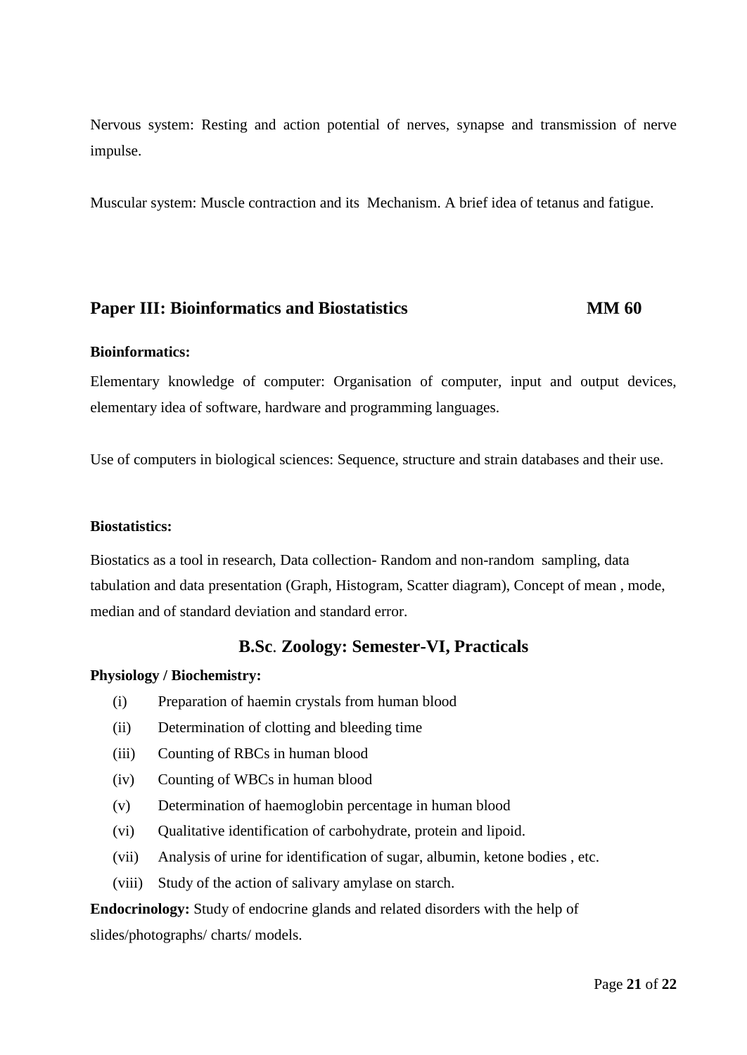Nervous system: Resting and action potential of nerves, synapse and transmission of nerve impulse.

Muscular system: Muscle contraction and its Mechanism. A brief idea of tetanus and fatigue.

## Paper III: Bioinformatics and Biostatistics MM 60

**Bioinformatics:**

Elementary knowledge of computer: Organisation of computer, input and output devices, elementary idea of software, hardware and programming languages.

Use of computers in biological sciences: Sequence, structure and strain databases and their use.

**Biostatistics:**

Biostatics as a tool in research, Data collection- Random and non-random sampling, data tabulation and data presentation (Graph, Histogram, Scatter diagram), Concept of mean , mode, median and of standard deviation and standard error.

## B.Sc. Zoology: Semester-VI, Practicals

**Physiology / Biochemistry:**

(i) Preparation of haemin crystals from human blood

(ii) Determination of clotting and bleeding time

(iii) Counting of RBCs in human blood

(iv) Counting of WBCs in human blood

(v) Determination of haemoglobin percentage in human blood

(vi) Qualitative identification of carbohydrate, protein and lipoid.

(vii) Analysis of urine for identification of sugar, albumin, ketone bodies , etc.

(viii) Study of the action of salivary amylase on starch.

**Endocrinology:** Study of endocrine glands and related disorders with the help of slides/photographs/ charts/ models.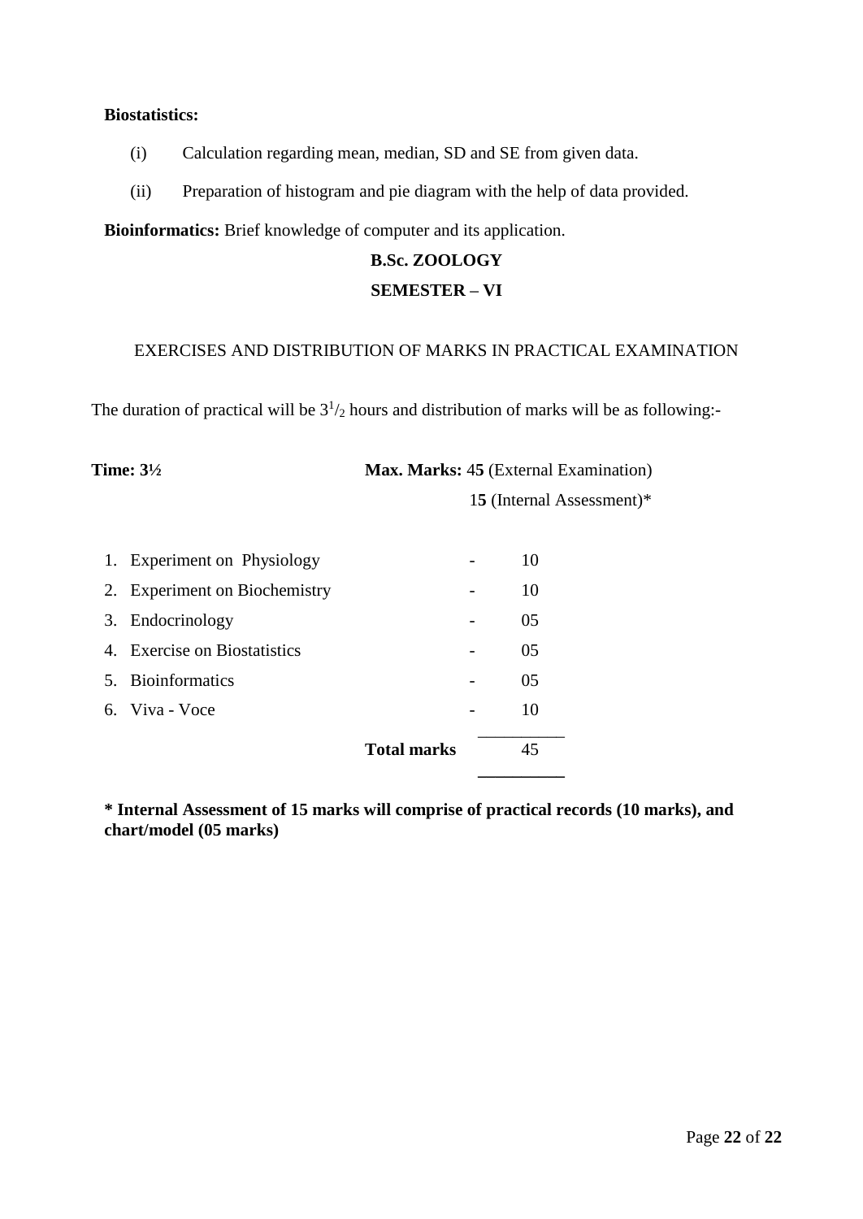**Biostatistics:**

(i) Calculation regarding mean, median, SD and SE from given data.

(ii) Preparation of histogram and pie diagram with the help of data provided.

**Bioinformatics:** Brief knowledge of computer and its application.

**B.Sc. ZOOLOGY**

**SEMESTER – VI**

EXERCISES AND DISTRIBUTION OF MARKS IN PRACTICAL EXAMINATION

The duration of practical will be $3^1/_2$ hours and distribution of marks will be as following:-

**Time: 3½** **Max. Marks:** 45 (External Examination)
15 (Internal Assessment)*

| | | |
|---|---|---|
| 1. Experiment on Physiology | - | 10 |
| 2. Experiment on Biochemistry | - | 10 |
| 3. Endocrinology | - | 05 |
| 4. Exercise on Biostatistics | - | 05 |
| 5. Bioinformatics | - | 05 |
| 6. Viva - Voce | - | 10 |
| **Total marks** | | 45 |

**\* Internal Assessment of 15 marks will comprise of practical records (10 marks), and chart/model (05 marks)**